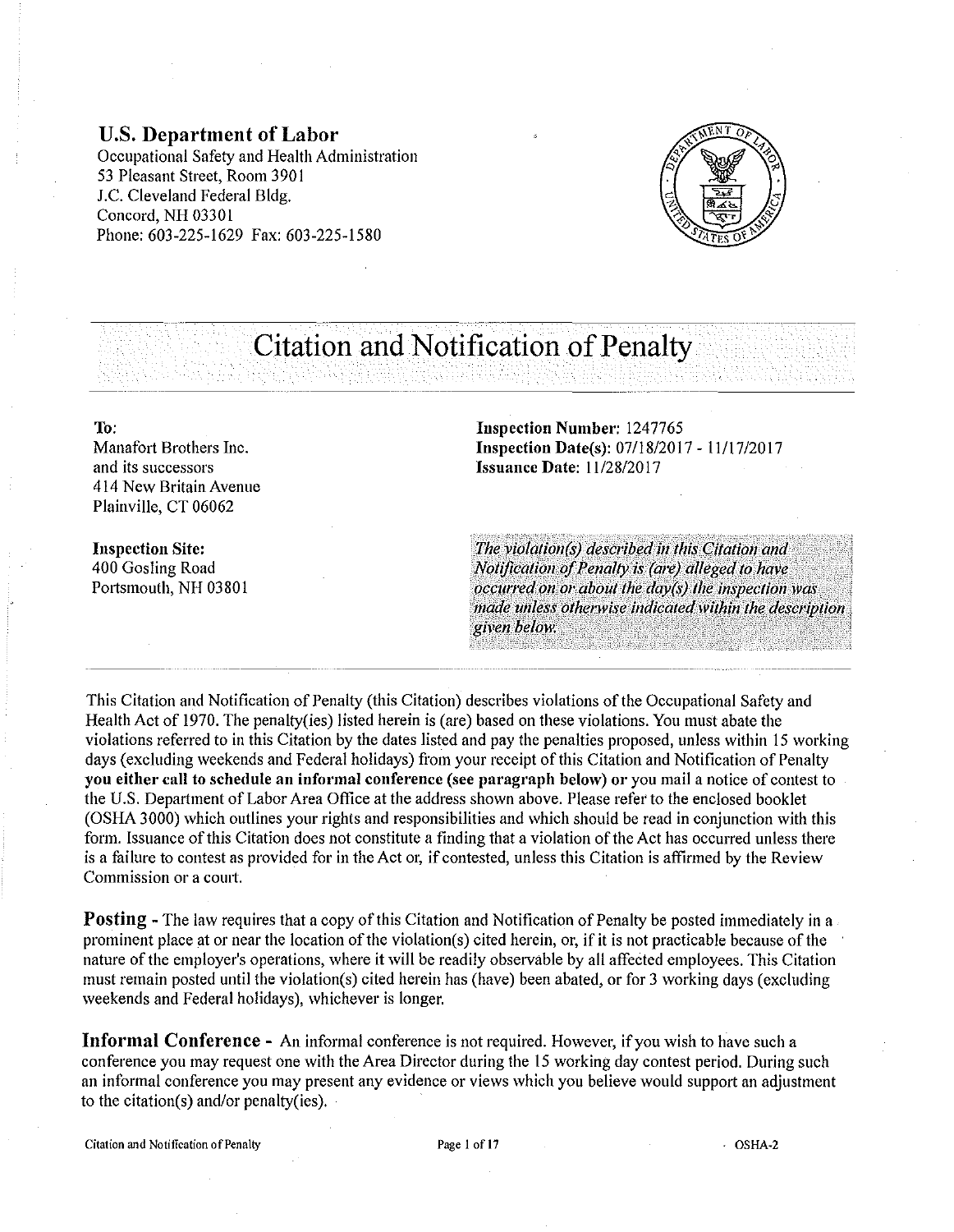**U.S. Department of Labor**
Occupational Safety and Health Administration
53 Pleasant Street, Room 3901
J.C. Cleveland Federal Bldg.
Concord, NH 03301
Phone: 603-225-1629 Fax: 603-225-1580

# Citation and Notification of Penalty

**To:**
Manafort Brothers Inc.
and its successors
414 New Britain Avenue
Plainville, CT 06062

**Inspection Site:**
400 Gosling Road
Portsmouth, NH 03801

**Inspection Number:** 1247765
**Inspection Date(s):** 07/18/2017 - 11/17/2017
**Issuance Date:** 11/28/2017

*The violation(s) described in this Citation and Notification of Penalty is (are) alleged to have occurred on or about the day(s) the inspection was made unless otherwise indicated within the description given below.*

This Citation and Notification of Penalty (this Citation) describes violations of the Occupational Safety and Health Act of 1970. The penalty(ies) listed herein is (are) based on these violations. You must abate the violations referred to in this Citation by the dates listed and pay the penalties proposed, unless within 15 working days (excluding weekends and Federal holidays) from your receipt of this Citation and Notification of Penalty **you either call to schedule an informal conference (see paragraph below) or** you mail a notice of contest to the U.S. Department of Labor Area Office at the address shown above. Please refer to the enclosed booklet (OSHA 3000) which outlines your rights and responsibilities and which should be read in conjunction with this form. Issuance of this Citation does not constitute a finding that a violation of the Act has occurred unless there is a failure to contest as provided for in the Act or, if contested, unless this Citation is affirmed by the Review Commission or a court.

**Posting** - The law requires that a copy of this Citation and Notification of Penalty be posted immediately in a prominent place at or near the location of the violation(s) cited herein, or, if it is not practicable because of the nature of the employer's operations, where it will be readily observable by all affected employees. This Citation must remain posted until the violation(s) cited herein has (have) been abated, or for 3 working days (excluding weekends and Federal holidays), whichever is longer.

**Informal Conference** - An informal conference is not required. However, if you wish to have such a conference you may request one with the Area Director during the 15 working day contest period. During such an informal conference you may present any evidence or views which you believe would support an adjustment to the citation(s) and/or penalty(ies).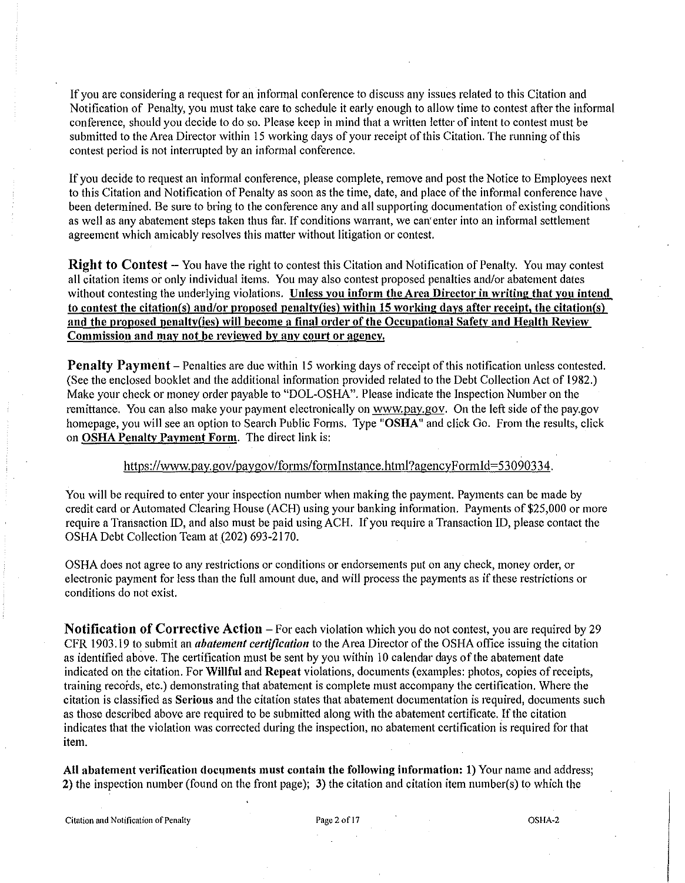If you are considering a request for an informal conference to discuss any issues related to this Citation and Notification of Penalty, you must take care to schedule it early enough to allow time to contest after the informal conference, should you decide to do so. Please keep in mind that a written letter of intent to contest must be submitted to the Area Director within 15 working days of your receipt of this Citation. The running of this contest period is not interrupted by an informal conference.

If you decide to request an informal conference, please complete, remove and post the Notice to Employees next to this Citation and Notification of Penalty as soon as the time, date, and place of the informal conference have been determined. Be sure to bring to the conference any and all supporting documentation of existing conditions as well as any abatement steps taken thus far. If conditions warrant, we can enter into an informal settlement agreement which amicably resolves this matter without litigation or contest.

**Right to Contest** – You have the right to contest this Citation and Notification of Penalty. You may contest all citation items or only individual items. You may also contest proposed penalties and/or abatement dates without contesting the underlying violations. **Unless you inform the Area Director in writing that you intend to contest the citation(s) and/or proposed penalty(ies) within 15 working days after receipt, the citation(s) and the proposed penalty(ies) will become a final order of the Occupational Safety and Health Review Commission and may not be reviewed by any court or agency.**

**Penalty Payment** – Penalties are due within 15 working days of receipt of this notification unless contested. (See the enclosed booklet and the additional information provided related to the Debt Collection Act of 1982.) Make your check or money order payable to "DOL-OSHA". Please indicate the Inspection Number on the remittance. You can also make your payment electronically on www.pay.gov. On the left side of the pay.gov homepage, you will see an option to Search Public Forms. Type "**OSHA**" and click Go. From the results, click on **OSHA Penalty Payment Form**. The direct link is:

https://www.pay.gov/paygov/forms/formInstance.html?agencyFormId=53090334.

You will be required to enter your inspection number when making the payment. Payments can be made by credit card or Automated Clearing House (ACH) using your banking information. Payments of $25,000 or more require a Transaction ID, and also must be paid using ACH. If you require a Transaction ID, please contact the OSHA Debt Collection Team at (202) 693-2170.

OSHA does not agree to any restrictions or conditions or endorsements put on any check, money order, or electronic payment for less than the full amount due, and will process the payments as if these restrictions or conditions do not exist.

**Notification of Corrective Action** – For each violation which you do not contest, you are required by 29 CFR 1903.19 to submit an ***abatement certification*** to the Area Director of the OSHA office issuing the citation as identified above. The certification must be sent by you within 10 calendar days of the abatement date indicated on the citation. For **Willful** and **Repeat** violations, documents (examples: photos, copies of receipts, training records, etc.) demonstrating that abatement is complete must accompany the certification. Where the citation is classified as **Serious** and the citation states that abatement documentation is required, documents such as those described above are required to be submitted along with the abatement certificate. If the citation indicates that the violation was corrected during the inspection, no abatement certification is required for that item.

**All abatement verification documents must contain the following information: 1)** Your name and address; **2)** the inspection number (found on the front page); **3)** the citation and citation item number(s) to which the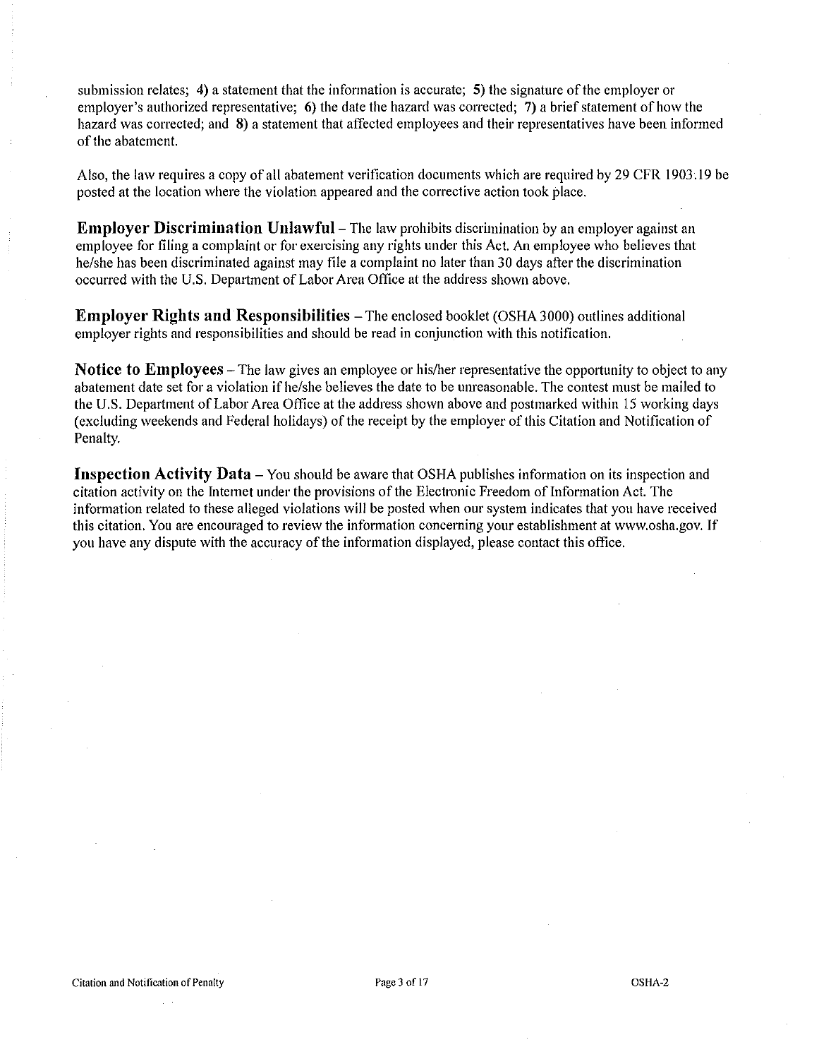submission relates; **4)** a statement that the information is accurate; **5)** the signature of the employer or employer's authorized representative; **6)** the date the hazard was corrected; **7)** a brief statement of how the hazard was corrected; and **8)** a statement that affected employees and their representatives have been informed of the abatement.

Also, the law requires a copy of all abatement verification documents which are required by 29 CFR 1903.19 be posted at the location where the violation appeared and the corrective action took place.

**Employer Discrimination Unlawful** – The law prohibits discrimination by an employer against an employee for filing a complaint or for exercising any rights under this Act. An employee who believes that he/she has been discriminated against may file a complaint no later than 30 days after the discrimination occurred with the U.S. Department of Labor Area Office at the address shown above.

**Employer Rights and Responsibilities** – The enclosed booklet (OSHA 3000) outlines additional employer rights and responsibilities and should be read in conjunction with this notification.

**Notice to Employees** – The law gives an employee or his/her representative the opportunity to object to any abatement date set for a violation if he/she believes the date to be unreasonable. The contest must be mailed to the U.S. Department of Labor Area Office at the address shown above and postmarked within 15 working days (excluding weekends and Federal holidays) of the receipt by the employer of this Citation and Notification of Penalty.

**Inspection Activity Data** – You should be aware that OSHA publishes information on its inspection and citation activity on the Internet under the provisions of the Electronic Freedom of Information Act. The information related to these alleged violations will be posted when our system indicates that you have received this citation. You are encouraged to review the information concerning your establishment at www.osha.gov. If you have any dispute with the accuracy of the information displayed, please contact this office.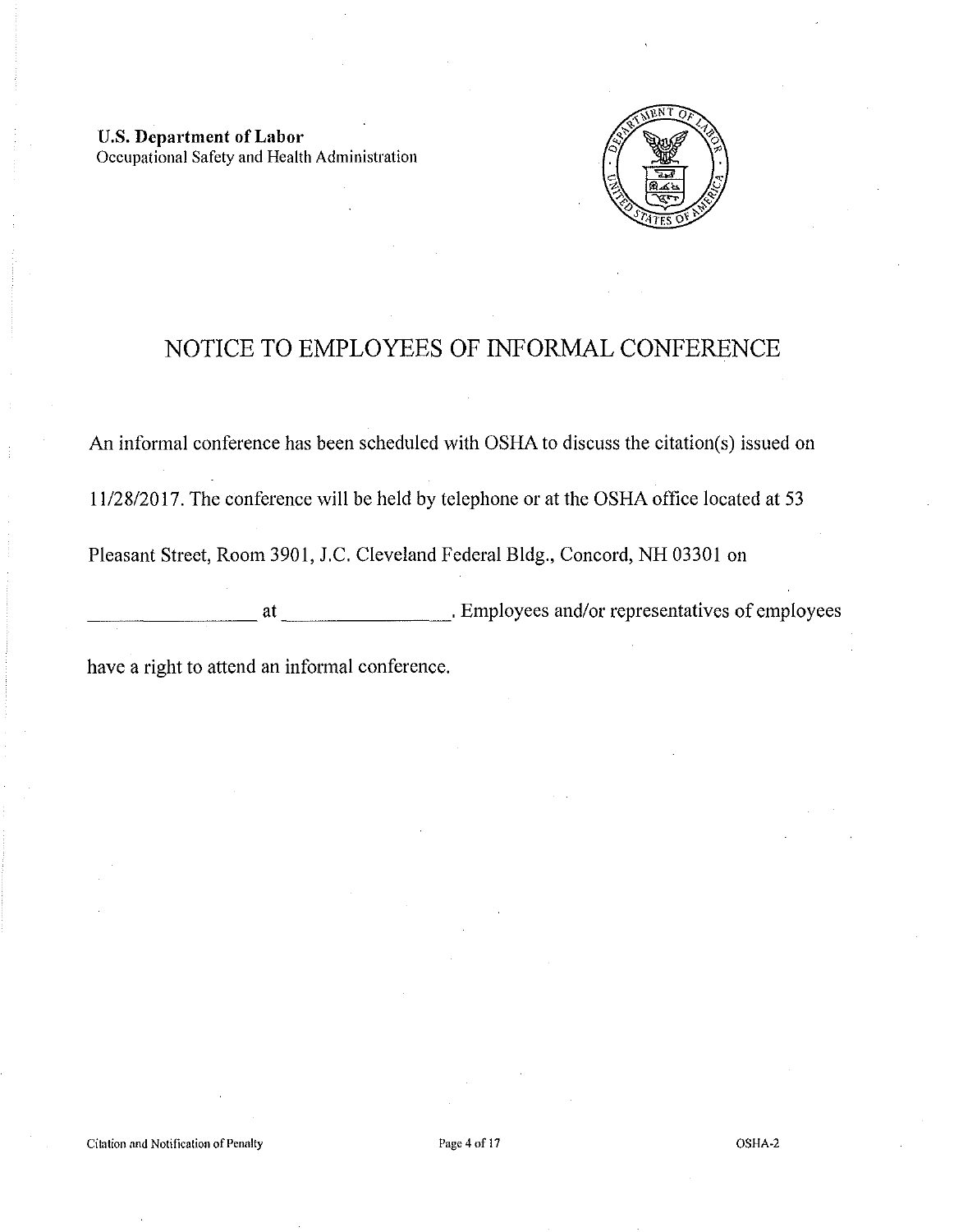**U.S. Department of Labor**
Occupational Safety and Health Administration

# NOTICE TO EMPLOYEES OF INFORMAL CONFERENCE

An informal conference has been scheduled with OSHA to discuss the citation(s) issued on 11/28/2017. The conference will be held by telephone or at the OSHA office located at 53 Pleasant Street, Room 3901, J.C. Cleveland Federal Bldg., Concord, NH 03301 on \_\_\_\_\_\_\_\_\_\_\_\_\_\_\_\_ at \_\_\_\_\_\_\_\_\_\_\_\_\_\_\_\_. Employees and/or representatives of employees have a right to attend an informal conference.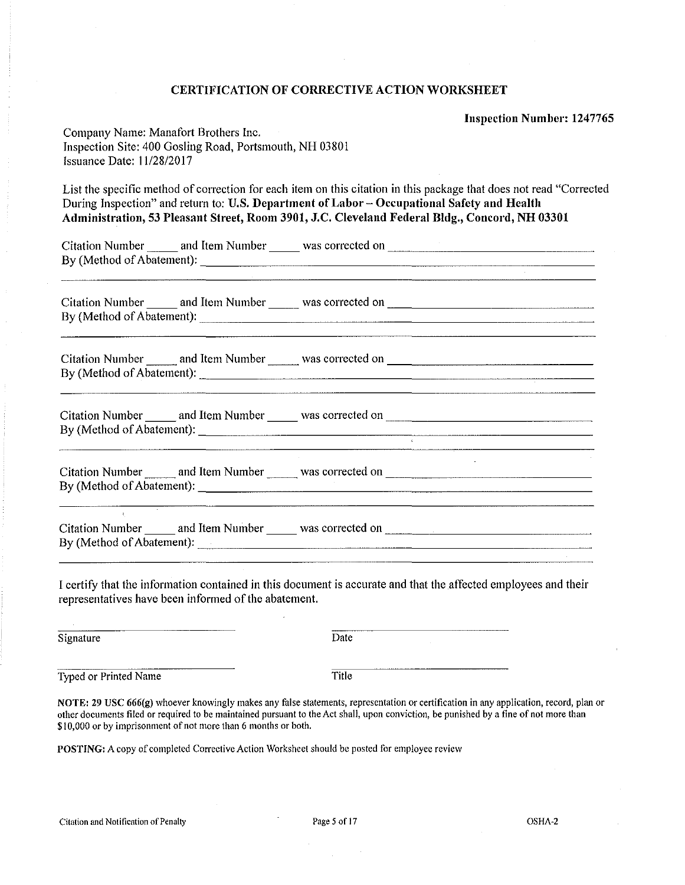## CERTIFICATION OF CORRECTIVE ACTION WORKSHEET

**Inspection Number: 1247765**

Company Name: Manafort Brothers Inc.
Inspection Site: 400 Gosling Road, Portsmouth, NH 03801
Issuance Date: 11/28/2017

List the specific method of correction for each item on this citation in this package that does not read "Corrected During Inspection" and return to: **U.S. Department of Labor – Occupational Safety and Health Administration, 53 Pleasant Street, Room 3901, J.C. Cleveland Federal Bldg., Concord, NH 03301**

Citation Number _____ and Item Number _____ was corrected on ______________________________
By (Method of Abatement): ______________________________________________________________
_______________________________________________________________________________________

Citation Number _____ and Item Number _____ was corrected on ______________________________
By (Method of Abatement): ______________________________________________________________
_______________________________________________________________________________________

Citation Number _____ and Item Number _____ was corrected on ______________________________
By (Method of Abatement): ______________________________________________________________
_______________________________________________________________________________________

Citation Number _____ and Item Number _____ was corrected on ______________________________
By (Method of Abatement): ______________________________________________________________
_______________________________________________________________________________________

Citation Number _____ and Item Number _____ was corrected on ______________________________
By (Method of Abatement): ______________________________________________________________
_______________________________________________________________________________________

Citation Number _____ and Item Number _____ was corrected on ______________________________
By (Method of Abatement): ______________________________________________________________
_______________________________________________________________________________________

I certify that the information contained in this document is accurate and that the affected employees and their representatives have been informed of the abatement.

______________________________ ______________________________
Signature Date

______________________________ ______________________________
Typed or Printed Name Title

**NOTE: 29 USC 666(g)** whoever knowingly makes any false statements, representation or certification in any application, record, plan or other documents filed or required to be maintained pursuant to the Act shall, upon conviction, be punished by a fine of not more than $10,000 or by imprisonment of not more than 6 months or both.

**POSTING:** A copy of completed Corrective Action Worksheet should be posted for employee review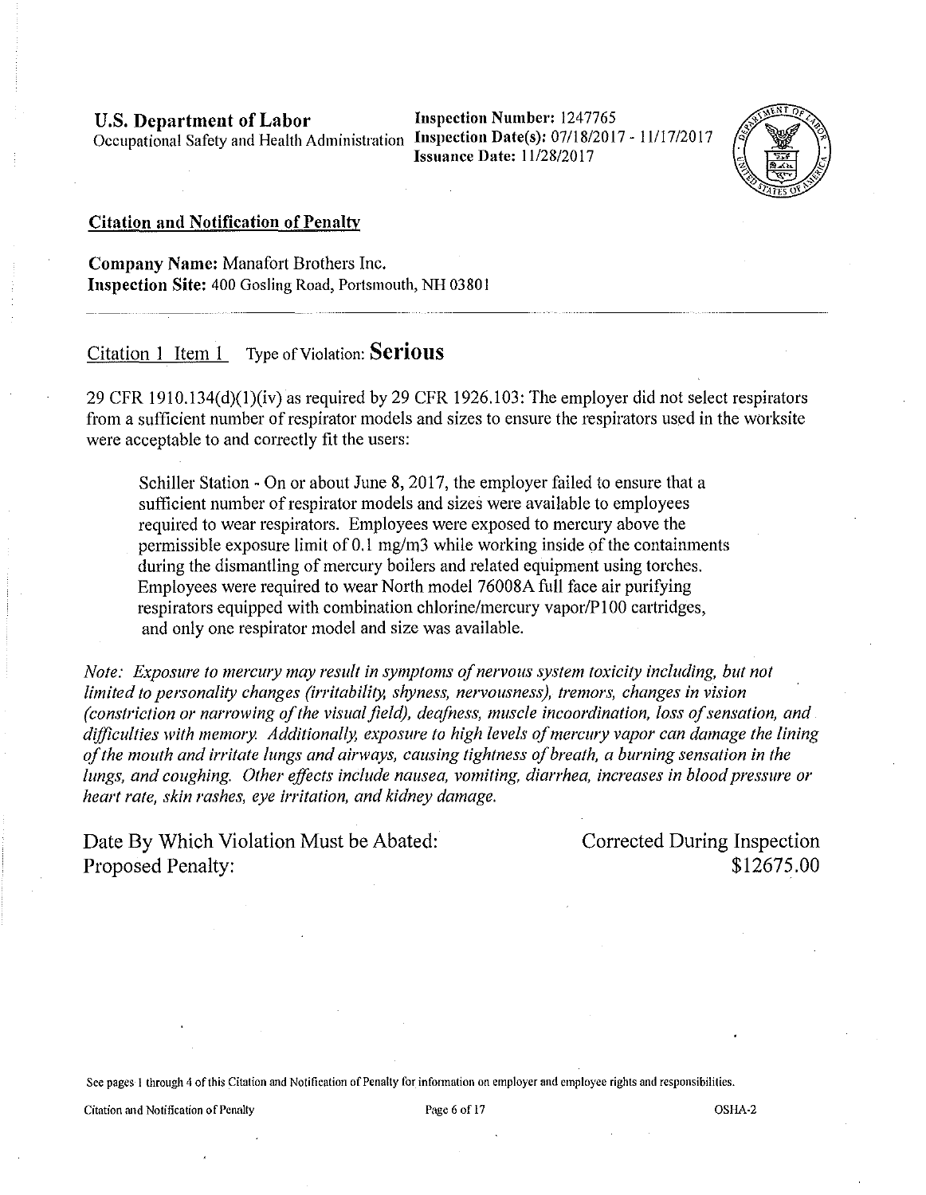**U.S. Department of Labor**
Occupational Safety and Health Administration

**Inspection Number:** 1247765
**Inspection Date(s):** 07/18/2017 - 11/17/2017
**Issuance Date:** 11/28/2017

**Citation and Notification of Penalty**

**Company Name:** Manafort Brothers Inc.
**Inspection Site:** 400 Gosling Road, Portsmouth, NH 03801

---

Citation 1 Item 1 Type of Violation: **Serious**

29 CFR 1910.134(d)(1)(iv) as required by 29 CFR 1926.103: The employer did not select respirators from a sufficient number of respirator models and sizes to ensure the respirators used in the worksite were acceptable to and correctly fit the users:

> Schiller Station - On or about June 8, 2017, the employer failed to ensure that a sufficient number of respirator models and sizes were available to employees required to wear respirators. Employees were exposed to mercury above the permissible exposure limit of 0.1 mg/m3 while working inside of the containments during the dismantling of mercury boilers and related equipment using torches. Employees were required to wear North model 76008A full face air purifying respirators equipped with combination chlorine/mercury vapor/P100 cartridges, and only one respirator model and size was available.

*Note: Exposure to mercury may result in symptoms of nervous system toxicity including, but not limited to personality changes (irritability, shyness, nervousness), tremors, changes in vision (constriction or narrowing of the visual field), deafness, muscle incoordination, loss of sensation, and difficulties with memory. Additionally, exposure to high levels of mercury vapor can damage the lining of the mouth and irritate lungs and airways, causing tightness of breath, a burning sensation in the lungs, and coughing. Other effects include nausea, vomiting, diarrhea, increases in blood pressure or heart rate, skin rashes, eye irritation, and kidney damage.*

Date By Which Violation Must be Abated: Corrected During Inspection
Proposed Penalty: $12675.00

See pages 1 through 4 of this Citation and Notification of Penalty for information on employer and employee rights and responsibilities.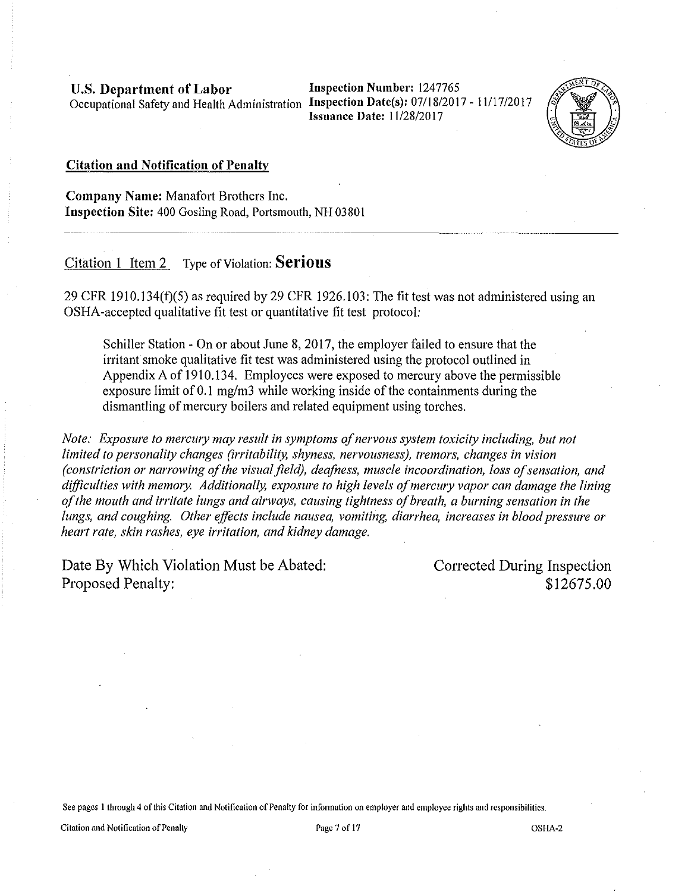**U.S. Department of Labor**
Occupational Safety and Health Administration

**Inspection Number:** 1247765
**Inspection Date(s):** 07/18/2017 - 11/17/2017
**Issuance Date:** 11/28/2017

## Citation and Notification of Penalty

**Company Name:** Manafort Brothers Inc.
**Inspection Site:** 400 Gosling Road, Portsmouth, NH 03801

---

Citation 1 Item 2 Type of Violation: **Serious**

29 CFR 1910.134(f)(5) as required by 29 CFR 1926.103: The fit test was not administered using an OSHA-accepted qualitative fit test or quantitative fit test protocol:

> Schiller Station - On or about June 8, 2017, the employer failed to ensure that the irritant smoke qualitative fit test was administered using the protocol outlined in Appendix A of 1910.134. Employees were exposed to mercury above the permissible exposure limit of 0.1 mg/m3 while working inside of the containments during the dismantling of mercury boilers and related equipment using torches.

*Note: Exposure to mercury may result in symptoms of nervous system toxicity including, but not limited to personality changes (irritability, shyness, nervousness), tremors, changes in vision (constriction or narrowing of the visual field), deafness, muscle incoordination, loss of sensation, and difficulties with memory. Additionally, exposure to high levels of mercury vapor can damage the lining of the mouth and irritate lungs and airways, causing tightness of breath, a burning sensation in the lungs, and coughing. Other effects include nausea, vomiting, diarrhea, increases in blood pressure or heart rate, skin rashes, eye irritation, and kidney damage.*

Date By Which Violation Must be Abated: Corrected During Inspection
Proposed Penalty: $12675.00

See pages 1 through 4 of this Citation and Notification of Penalty for information on employer and employee rights and responsibilities.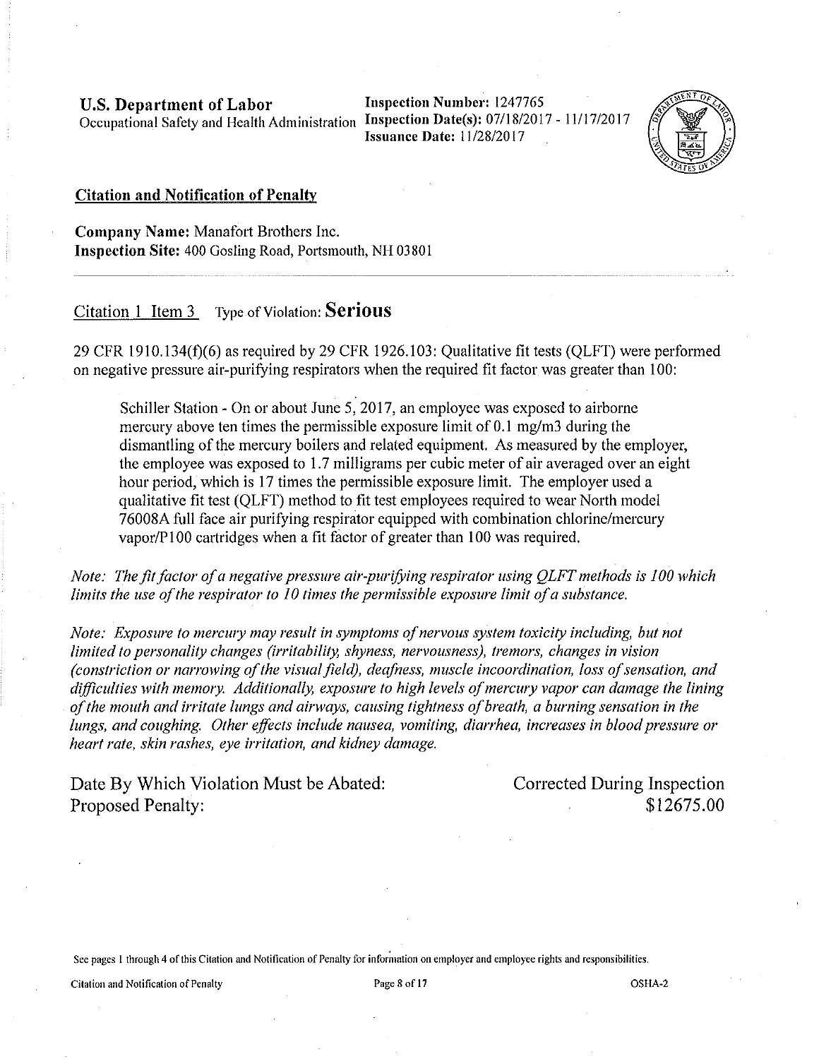**U.S. Department of Labor**
Occupational Safety and Health Administration

**Inspection Number:** 1247765
**Inspection Date(s):** 07/18/2017 - 11/17/2017
**Issuance Date:** 11/28/2017

## Citation and Notification of Penalty

**Company Name:** Manafort Brothers Inc.
**Inspection Site:** 400 Gosling Road, Portsmouth, NH 03801

---

### Citation 1 Item 3 Type of Violation: **Serious**

29 CFR 1910.134(f)(6) as required by 29 CFR 1926.103: Qualitative fit tests (QLFT) were performed on negative pressure air-purifying respirators when the required fit factor was greater than 100:

> Schiller Station - On or about June 5, 2017, an employee was exposed to airborne mercury above ten times the permissible exposure limit of 0.1 mg/m3 during the dismantling of the mercury boilers and related equipment. As measured by the employer, the employee was exposed to 1.7 milligrams per cubic meter of air averaged over an eight hour period, which is 17 times the permissible exposure limit. The employer used a qualitative fit test (QLFT) method to fit test employees required to wear North model 76008A full face air purifying respirator equipped with combination chlorine/mercury vapor/P100 cartridges when a fit factor of greater than 100 was required.

*Note: The fit factor of a negative pressure air-purifying respirator using QLFT methods is 100 which limits the use of the respirator to 10 times the permissible exposure limit of a substance.*

*Note: Exposure to mercury may result in symptoms of nervous system toxicity including, but not limited to personality changes (irritability, shyness, nervousness), tremors, changes in vision (constriction or narrowing of the visual field), deafness, muscle incoordination, loss of sensation, and difficulties with memory. Additionally, exposure to high levels of mercury vapor can damage the lining of the mouth and irritate lungs and airways, causing tightness of breath, a burning sensation in the lungs, and coughing. Other effects include nausea, vomiting, diarrhea, increases in blood pressure or heart rate, skin rashes, eye irritation, and kidney damage.*

Date By Which Violation Must be Abated: Corrected During Inspection
Proposed Penalty: $12675.00

See pages 1 through 4 of this Citation and Notification of Penalty for information on employer and employee rights and responsibilities.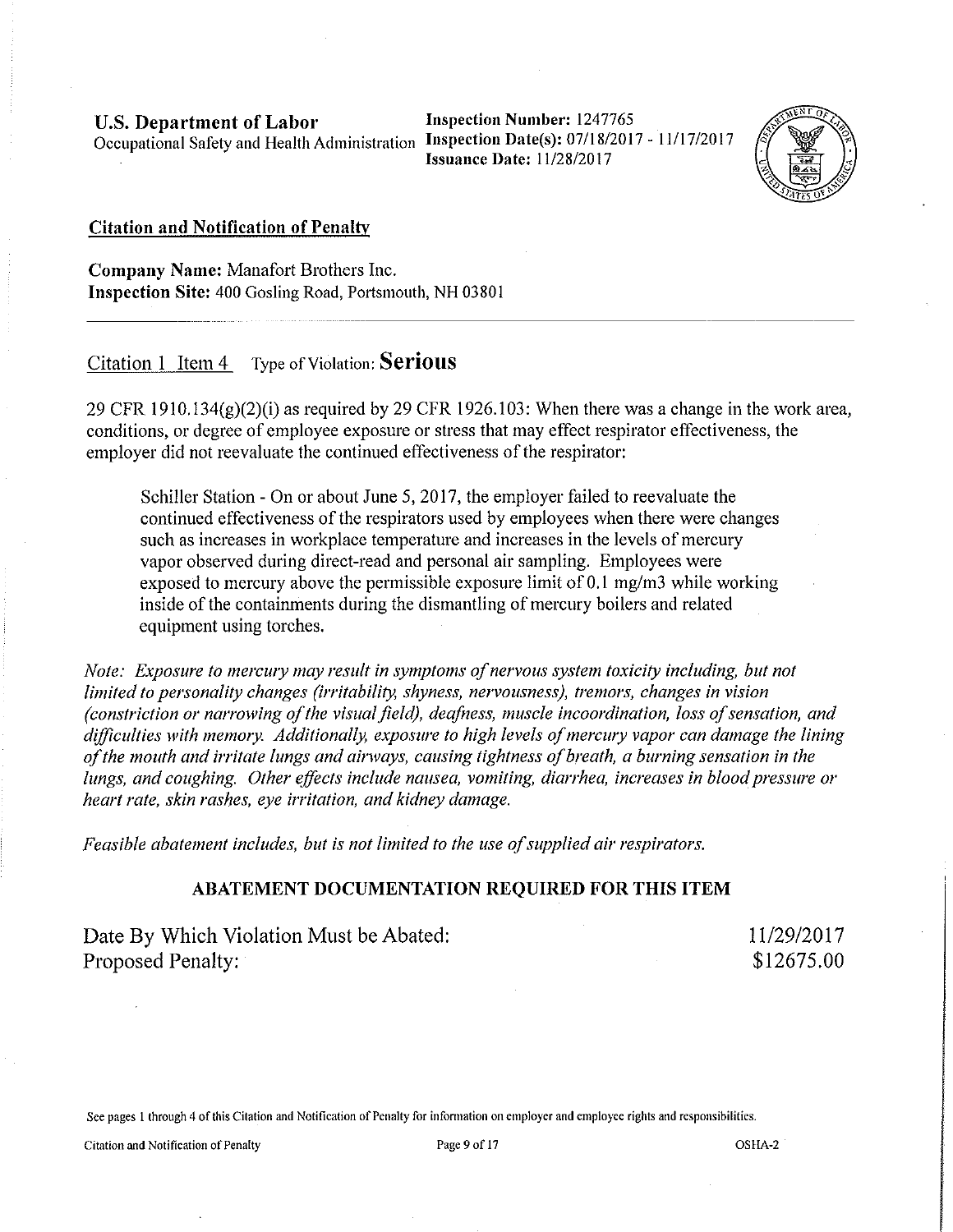**U.S. Department of Labor**
Occupational Safety and Health Administration

**Inspection Number:** 1247765
**Inspection Date(s):** 07/18/2017 - 11/17/2017
**Issuance Date:** 11/28/2017

## Citation and Notification of Penalty

**Company Name:** Manafort Brothers Inc.
**Inspection Site:** 400 Gosling Road, Portsmouth, NH 03801

---

Citation 1 Item 4 Type of Violation: **Serious**

29 CFR 1910.134(g)(2)(i) as required by 29 CFR 1926.103: When there was a change in the work area, conditions, or degree of employee exposure or stress that may effect respirator effectiveness, the employer did not reevaluate the continued effectiveness of the respirator:

> Schiller Station - On or about June 5, 2017, the employer failed to reevaluate the continued effectiveness of the respirators used by employees when there were changes such as increases in workplace temperature and increases in the levels of mercury vapor observed during direct-read and personal air sampling. Employees were exposed to mercury above the permissible exposure limit of 0.1 mg/m3 while working inside of the containments during the dismantling of mercury boilers and related equipment using torches.

*Note: Exposure to mercury may result in symptoms of nervous system toxicity including, but not limited to personality changes (irritability, shyness, nervousness), tremors, changes in vision (constriction or narrowing of the visual field), deafness, muscle incoordination, loss of sensation, and difficulties with memory. Additionally, exposure to high levels of mercury vapor can damage the lining of the mouth and irritate lungs and airways, causing tightness of breath, a burning sensation in the lungs, and coughing. Other effects include nausea, vomiting, diarrhea, increases in blood pressure or heart rate, skin rashes, eye irritation, and kidney damage.*

*Feasible abatement includes, but is not limited to the use of supplied air respirators.*

**ABATEMENT DOCUMENTATION REQUIRED FOR THIS ITEM**

Date By Which Violation Must be Abated: 11/29/2017
Proposed Penalty: $12675.00

See pages 1 through 4 of this Citation and Notification of Penalty for information on employer and employee rights and responsibilities.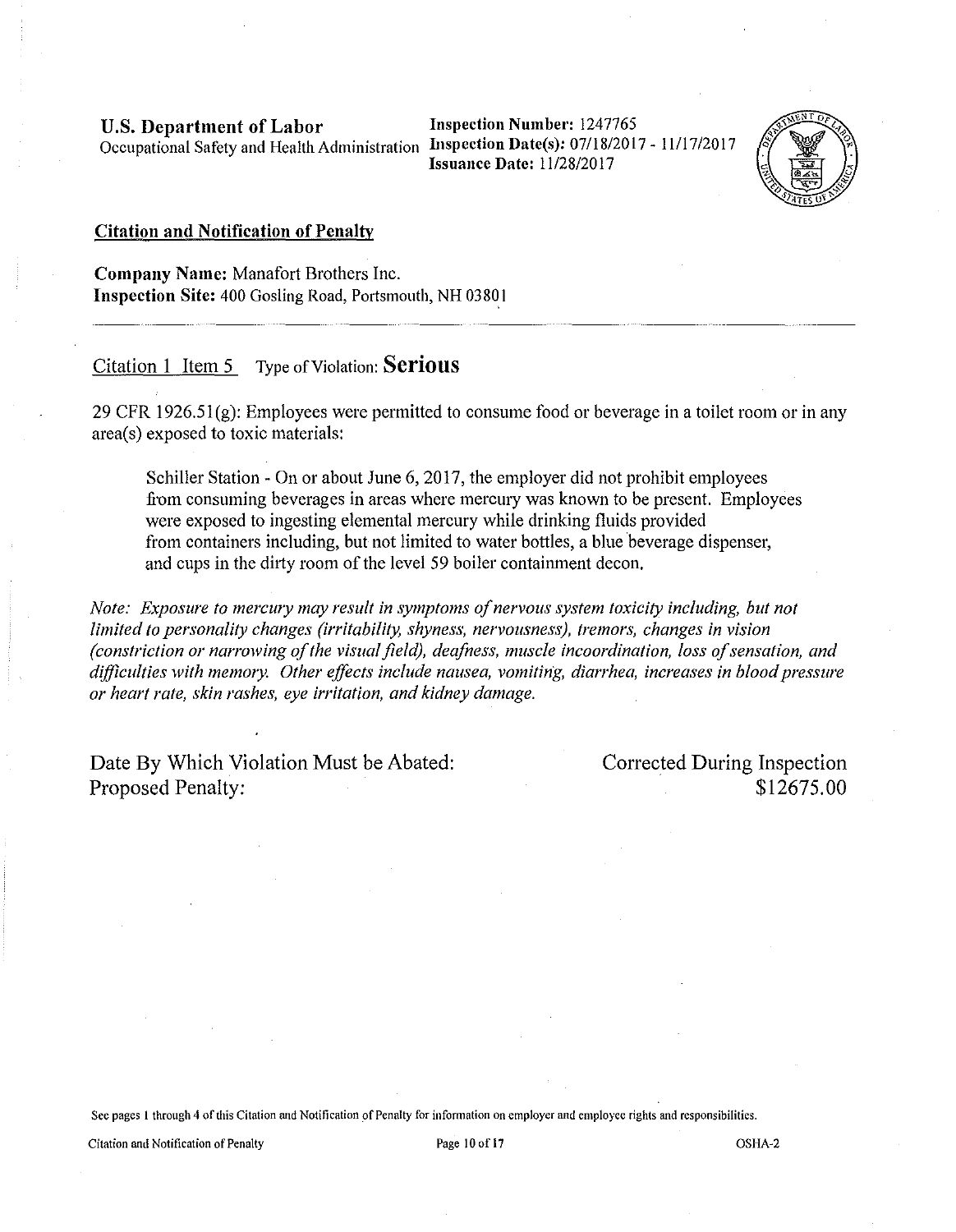**U.S. Department of Labor**
Occupational Safety and Health Administration

**Inspection Number:** 1247765
**Inspection Date(s):** 07/18/2017 - 11/17/2017
**Issuance Date:** 11/28/2017

## Citation and Notification of Penalty

**Company Name:** Manafort Brothers Inc.
**Inspection Site:** 400 Gosling Road, Portsmouth, NH 03801

---

Citation 1 Item 5   Type of Violation: **Serious**

29 CFR 1926.51(g): Employees were permitted to consume food or beverage in a toilet room or in any area(s) exposed to toxic materials:

> Schiller Station - On or about June 6, 2017, the employer did not prohibit employees from consuming beverages in areas where mercury was known to be present. Employees were exposed to ingesting elemental mercury while drinking fluids provided from containers including, but not limited to water bottles, a blue beverage dispenser, and cups in the dirty room of the level 59 boiler containment decon.

*Note: Exposure to mercury may result in symptoms of nervous system toxicity including, but not limited to personality changes (irritability, shyness, nervousness), tremors, changes in vision (constriction or narrowing of the visual field), deafness, muscle incoordination, loss of sensation, and difficulties with memory. Other effects include nausea, vomiting, diarrhea, increases in blood pressure or heart rate, skin rashes, eye irritation, and kidney damage.*

Date By Which Violation Must be Abated: Corrected During Inspection
Proposed Penalty: $12675.00

See pages 1 through 4 of this Citation and Notification of Penalty for information on employer and employee rights and responsibilities.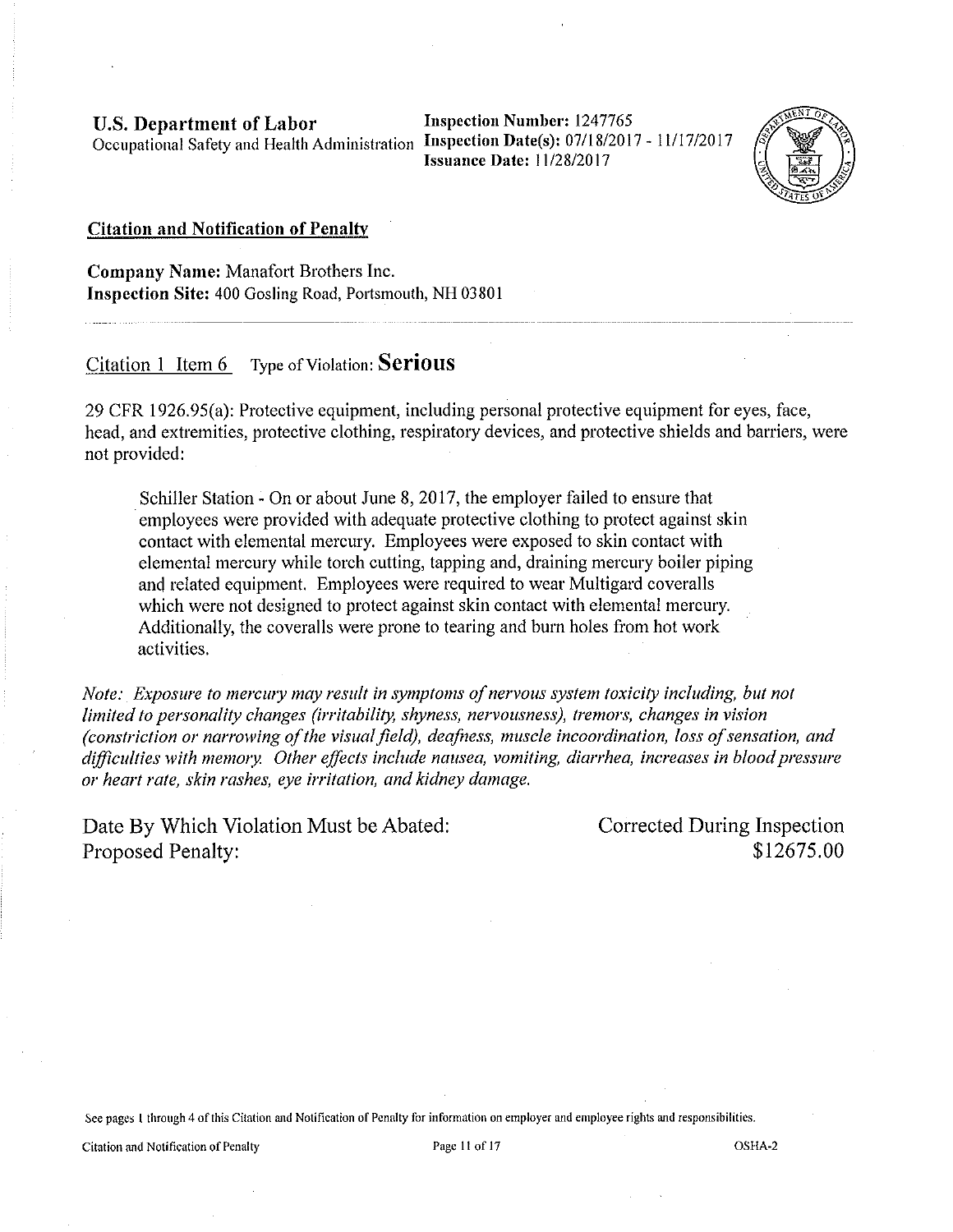**U.S. Department of Labor**
Occupational Safety and Health Administration

**Inspection Number:** 1247765
**Inspection Date(s):** 07/18/2017 - 11/17/2017
**Issuance Date:** 11/28/2017

## Citation and Notification of Penalty

**Company Name:** Manafort Brothers Inc.
**Inspection Site:** 400 Gosling Road, Portsmouth, NH 03801

Citation 1 Item 6 Type of Violation: **Serious**

29 CFR 1926.95(a): Protective equipment, including personal protective equipment for eyes, face, head, and extremities, protective clothing, respiratory devices, and protective shields and barriers, were not provided:

> Schiller Station - On or about June 8, 2017, the employer failed to ensure that employees were provided with adequate protective clothing to protect against skin contact with elemental mercury. Employees were exposed to skin contact with elemental mercury while torch cutting, tapping and, draining mercury boiler piping and related equipment. Employees were required to wear Multigard coveralls which were not designed to protect against skin contact with elemental mercury. Additionally, the coveralls were prone to tearing and burn holes from hot work activities.

*Note: Exposure to mercury may result in symptoms of nervous system toxicity including, but not limited to personality changes (irritability, shyness, nervousness), tremors, changes in vision (constriction or narrowing of the visual field), deafness, muscle incoordination, loss of sensation, and difficulties with memory. Other effects include nausea, vomiting, diarrhea, increases in blood pressure or heart rate, skin rashes, eye irritation, and kidney damage.*

Date By Which Violation Must be Abated: Corrected During Inspection
Proposed Penalty: $12675.00

See pages 1 through 4 of this Citation and Notification of Penalty for information on employer and employee rights and responsibilities.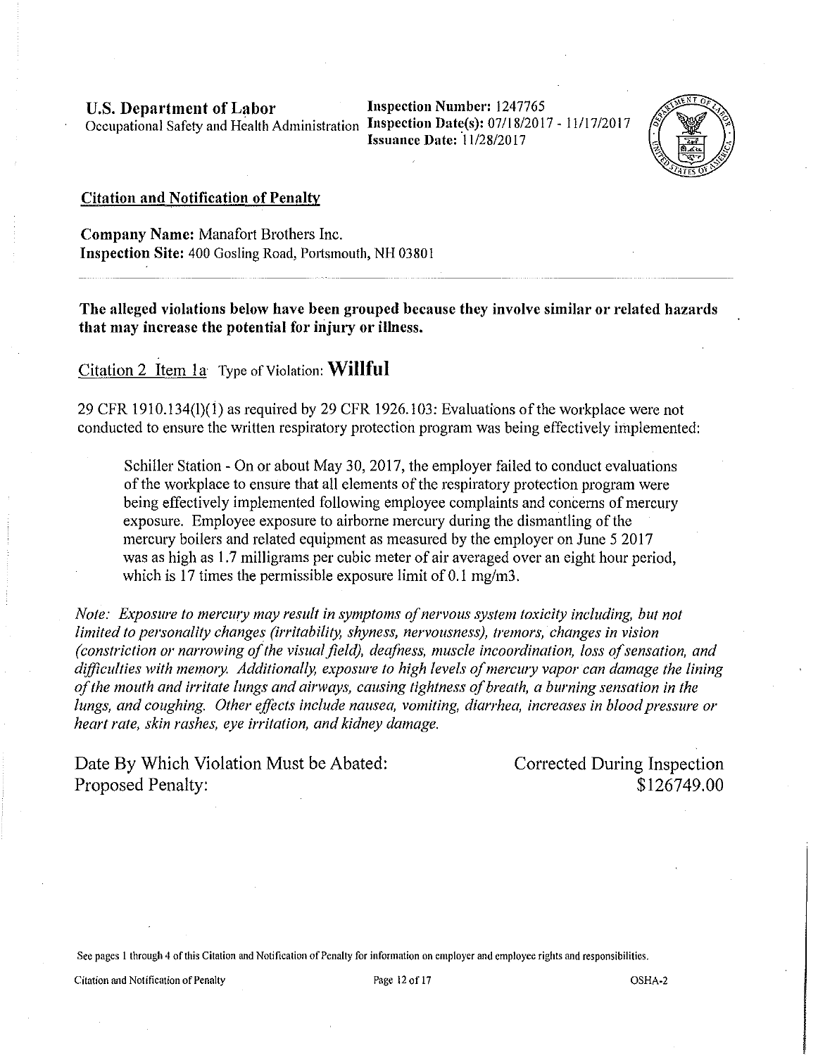**U.S. Department of Labor**
Occupational Safety and Health Administration

**Inspection Number:** 1247765
**Inspection Date(s):** 07/18/2017 - 11/17/2017
**Issuance Date:** 11/28/2017

## Citation and Notification of Penalty

**Company Name:** Manafort Brothers Inc.
**Inspection Site:** 400 Gosling Road, Portsmouth, NH 03801

---

**The alleged violations below have been grouped because they involve similar or related hazards that may increase the potential for injury or illness.**

Citation 2 Item 1a Type of Violation: **Willful**

29 CFR 1910.134(l)(1) as required by 29 CFR 1926.103: Evaluations of the workplace were not conducted to ensure the written respiratory protection program was being effectively implemented:

> Schiller Station - On or about May 30, 2017, the employer failed to conduct evaluations of the workplace to ensure that all elements of the respiratory protection program were being effectively implemented following employee complaints and concerns of mercury exposure. Employee exposure to airborne mercury during the dismantling of the mercury boilers and related equipment as measured by the employer on June 5 2017 was as high as 1.7 milligrams per cubic meter of air averaged over an eight hour period, which is 17 times the permissible exposure limit of 0.1 mg/m3.

*Note: Exposure to mercury may result in symptoms of nervous system toxicity including, but not limited to personality changes (irritability, shyness, nervousness), tremors, changes in vision (constriction or narrowing of the visual field), deafness, muscle incoordination, loss of sensation, and difficulties with memory. Additionally, exposure to high levels of mercury vapor can damage the lining of the mouth and irritate lungs and airways, causing tightness of breath, a burning sensation in the lungs, and coughing. Other effects include nausea, vomiting, diarrhea, increases in blood pressure or heart rate, skin rashes, eye irritation, and kidney damage.*

| | |
|---|---|
| Date By Which Violation Must be Abated: | Corrected During Inspection |
| Proposed Penalty: | $126749.00 |

See pages 1 through 4 of this Citation and Notification of Penalty for information on employer and employee rights and responsibilities.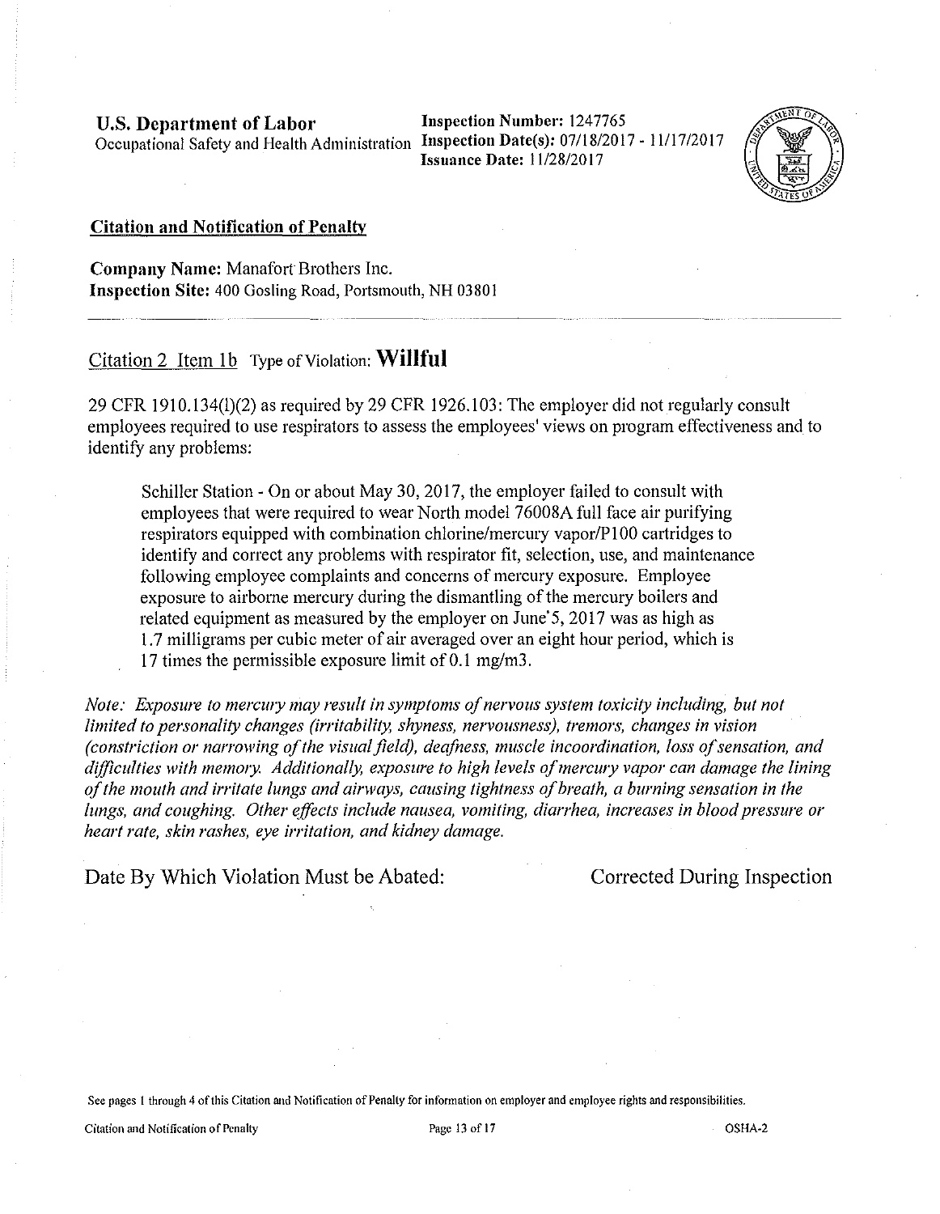**U.S. Department of Labor**
Occupational Safety and Health Administration

**Inspection Number:** 1247765
**Inspection Date(s):** 07/18/2017 - 11/17/2017
**Issuance Date:** 11/28/2017

## Citation and Notification of Penalty

**Company Name:** Manafort Brothers Inc.
**Inspection Site:** 400 Gosling Road, Portsmouth, NH 03801

---

### Citation 2 Item 1b Type of Violation: **Willful**

29 CFR 1910.134(l)(2) as required by 29 CFR 1926.103: The employer did not regularly consult employees required to use respirators to assess the employees' views on program effectiveness and to identify any problems:

> Schiller Station - On or about May 30, 2017, the employer failed to consult with employees that were required to wear North model 76008A full face air purifying respirators equipped with combination chlorine/mercury vapor/P100 cartridges to identify and correct any problems with respirator fit, selection, use, and maintenance following employee complaints and concerns of mercury exposure. Employee exposure to airborne mercury during the dismantling of the mercury boilers and related equipment as measured by the employer on June 5, 2017 was as high as 1.7 milligrams per cubic meter of air averaged over an eight hour period, which is 17 times the permissible exposure limit of 0.1 mg/m3.

*Note: Exposure to mercury may result in symptoms of nervous system toxicity including, but not limited to personality changes (irritability, shyness, nervousness), tremors, changes in vision (constriction or narrowing of the visual field), deafness, muscle incoordination, loss of sensation, and difficulties with memory. Additionally, exposure to high levels of mercury vapor can damage the lining of the mouth and irritate lungs and airways, causing tightness of breath, a burning sensation in the lungs, and coughing. Other effects include nausea, vomiting, diarrhea, increases in blood pressure or heart rate, skin rashes, eye irritation, and kidney damage.*

Date By Which Violation Must be Abated: Corrected During Inspection

See pages 1 through 4 of this Citation and Notification of Penalty for information on employer and employee rights and responsibilities.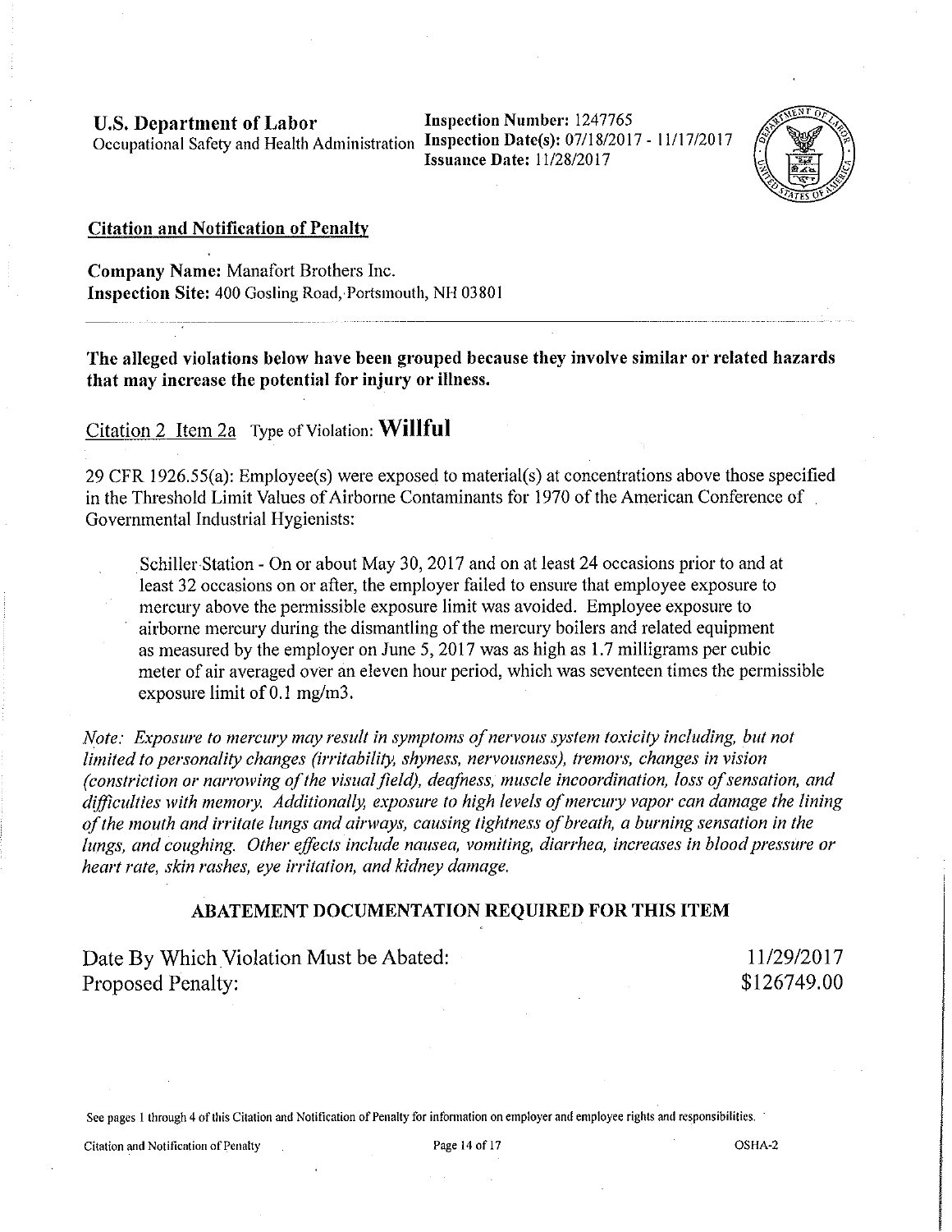**U.S. Department of Labor**
Occupational Safety and Health Administration

**Inspection Number:** 1247765
**Inspection Date(s):** 07/18/2017 - 11/17/2017
**Issuance Date:** 11/28/2017

## Citation and Notification of Penalty

**Company Name:** Manafort Brothers Inc.
**Inspection Site:** 400 Gosling Road, Portsmouth, NH 03801

---

**The alleged violations below have been grouped because they involve similar or related hazards that may increase the potential for injury or illness.**

Citation 2 Item 2a Type of Violation: **Willful**

29 CFR 1926.55(a): Employee(s) were exposed to material(s) at concentrations above those specified in the Threshold Limit Values of Airborne Contaminants for 1970 of the American Conference of Governmental Industrial Hygienists:

> Schiller Station - On or about May 30, 2017 and on at least 24 occasions prior to and at least 32 occasions on or after, the employer failed to ensure that employee exposure to mercury above the permissible exposure limit was avoided. Employee exposure to airborne mercury during the dismantling of the mercury boilers and related equipment as measured by the employer on June 5, 2017 was as high as 1.7 milligrams per cubic meter of air averaged over an eleven hour period, which was seventeen times the permissible exposure limit of 0.1 mg/m3.

*Note: Exposure to mercury may result in symptoms of nervous system toxicity including, but not limited to personality changes (irritability, shyness, nervousness), tremors, changes in vision (constriction or narrowing of the visual field), deafness, muscle incoordination, loss of sensation, and difficulties with memory. Additionally, exposure to high levels of mercury vapor can damage the lining of the mouth and irritate lungs and airways, causing tightness of breath, a burning sensation in the lungs, and coughing. Other effects include nausea, vomiting, diarrhea, increases in blood pressure or heart rate, skin rashes, eye irritation, and kidney damage.*

**ABATEMENT DOCUMENTATION REQUIRED FOR THIS ITEM**

| | |
|---|---|
| Date By Which Violation Must be Abated: | 11/29/2017 |
| Proposed Penalty: | $126749.00 |

See pages 1 through 4 of this Citation and Notification of Penalty for information on employer and employee rights and responsibilities.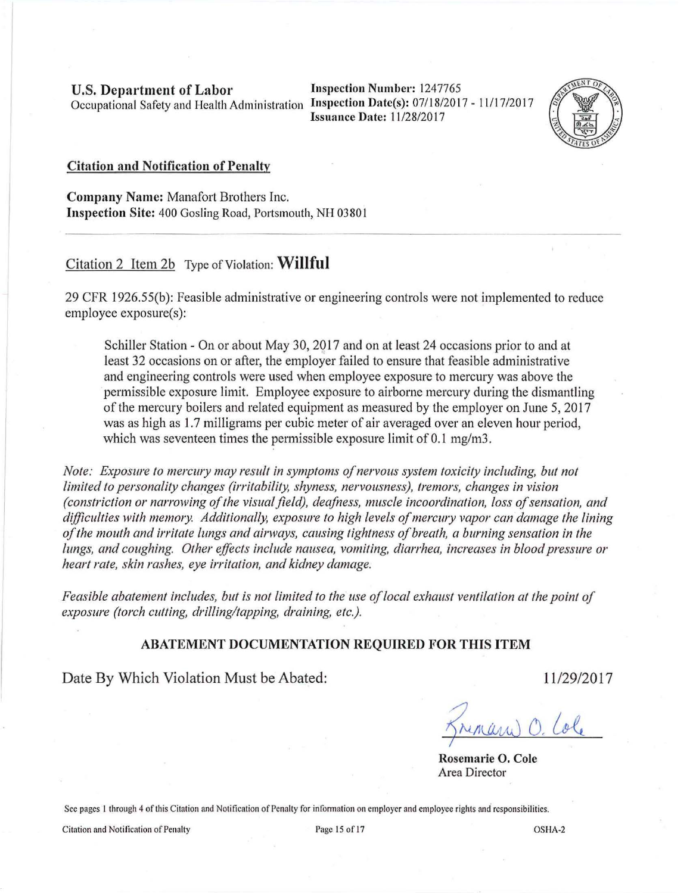**U.S. Department of Labor**
Occupational Safety and Health Administration

**Inspection Number:** 1247765
**Inspection Date(s):** 07/18/2017 - 11/17/2017
**Issuance Date:** 11/28/2017

**Citation and Notification of Penalty**

**Company Name:** Manafort Brothers Inc.
**Inspection Site:** 400 Gosling Road, Portsmouth, NH 03801

Citation 2 Item 2b Type of Violation: **Willful**

29 CFR 1926.55(b): Feasible administrative or engineering controls were not implemented to reduce employee exposure(s):

> Schiller Station - On or about May 30, 2017 and on at least 24 occasions prior to and at least 32 occasions on or after, the employer failed to ensure that feasible administrative and engineering controls were used when employee exposure to mercury was above the permissible exposure limit. Employee exposure to airborne mercury during the dismantling of the mercury boilers and related equipment as measured by the employer on June 5, 2017 was as high as 1.7 milligrams per cubic meter of air averaged over an eleven hour period, which was seventeen times the permissible exposure limit of 0.1 mg/m3.

*Note: Exposure to mercury may result in symptoms of nervous system toxicity including, but not limited to personality changes (irritability, shyness, nervousness), tremors, changes in vision (constriction or narrowing of the visual field), deafness, muscle incoordination, loss of sensation, and difficulties with memory. Additionally, exposure to high levels of mercury vapor can damage the lining of the mouth and irritate lungs and airways, causing tightness of breath, a burning sensation in the lungs, and coughing. Other effects include nausea, vomiting, diarrhea, increases in blood pressure or heart rate, skin rashes, eye irritation, and kidney damage.*

*Feasible abatement includes, but is not limited to the use of local exhaust ventilation at the point of exposure (torch cutting, drilling/tapping, draining, etc.).*

**ABATEMENT DOCUMENTATION REQUIRED FOR THIS ITEM**

Date By Which Violation Must be Abated: 11/29/2017

**Rosemarie O. Cole**
Area Director

See pages 1 through 4 of this Citation and Notification of Penalty for information on employer and employee rights and responsibilities.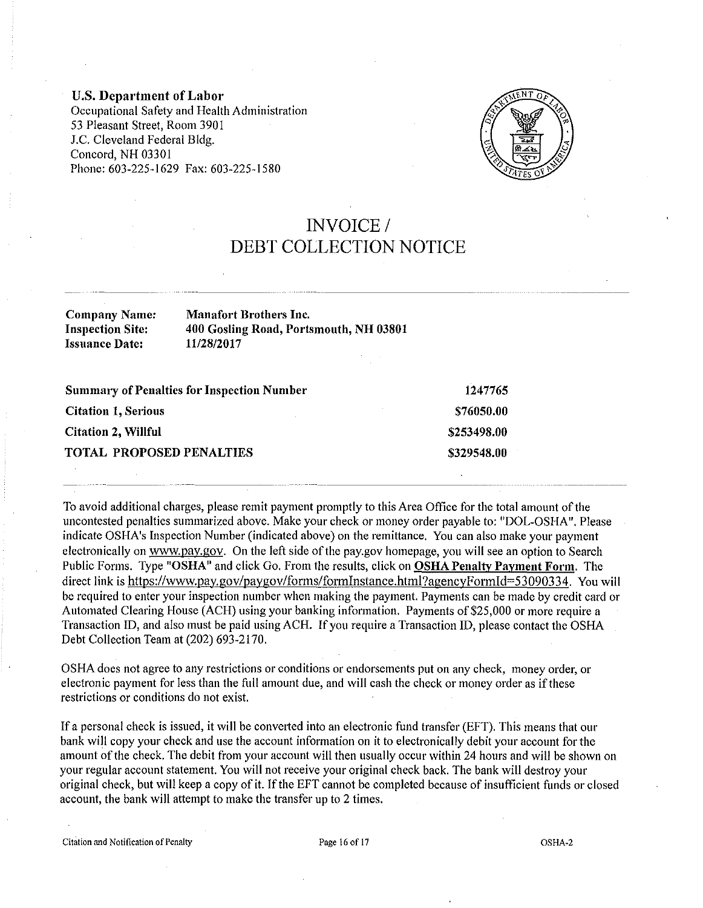**U.S. Department of Labor**
Occupational Safety and Health Administration
53 Pleasant Street, Room 3901
J.C. Cleveland Federal Bldg.
Concord, NH 03301
Phone: 603-225-1629 Fax: 603-225-1580

# INVOICE / DEBT COLLECTION NOTICE

| | |
|---|---|
| **Company Name:** | **Manafort Brothers Inc.** |
| **Inspection Site:** | **400 Gosling Road, Portsmouth, NH 03801** |
| **Issuance Date:** | **11/28/2017** |

| | |
|---|---|
| **Summary of Penalties for Inspection Number** | **1247765** |
| **Citation 1, Serious** | **$76050.00** |
| **Citation 2, Willful** | **$253498.00** |
| **TOTAL PROPOSED PENALTIES** | **$329548.00** |

To avoid additional charges, please remit payment promptly to this Area Office for the total amount of the uncontested penalties summarized above. Make your check or money order payable to: "DOL-OSHA". Please indicate OSHA's Inspection Number (indicated above) on the remittance. You can also make your payment electronically on www.pay.gov. On the left side of the pay.gov homepage, you will see an option to Search Public Forms. Type "**OSHA**" and click Go. From the results, click on **OSHA Penalty Payment Form**. The direct link is https://www.pay.gov/paygov/forms/formInstance.html?agencyFormId=53090334. You will be required to enter your inspection number when making the payment. Payments can be made by credit card or Automated Clearing House (ACH) using your banking information. Payments of $25,000 or more require a Transaction ID, and also must be paid using ACH. If you require a Transaction ID, please contact the OSHA Debt Collection Team at (202) 693-2170.

OSHA does not agree to any restrictions or conditions or endorsements put on any check, money order, or electronic payment for less than the full amount due, and will cash the check or money order as if these restrictions or conditions do not exist.

If a personal check is issued, it will be converted into an electronic fund transfer (EFT). This means that our bank will copy your check and use the account information on it to electronically debit your account for the amount of the check. The debit from your account will then usually occur within 24 hours and will be shown on your regular account statement. You will not receive your original check back. The bank will destroy your original check, but will keep a copy of it. If the EFT cannot be completed because of insufficient funds or closed account, the bank will attempt to make the transfer up to 2 times.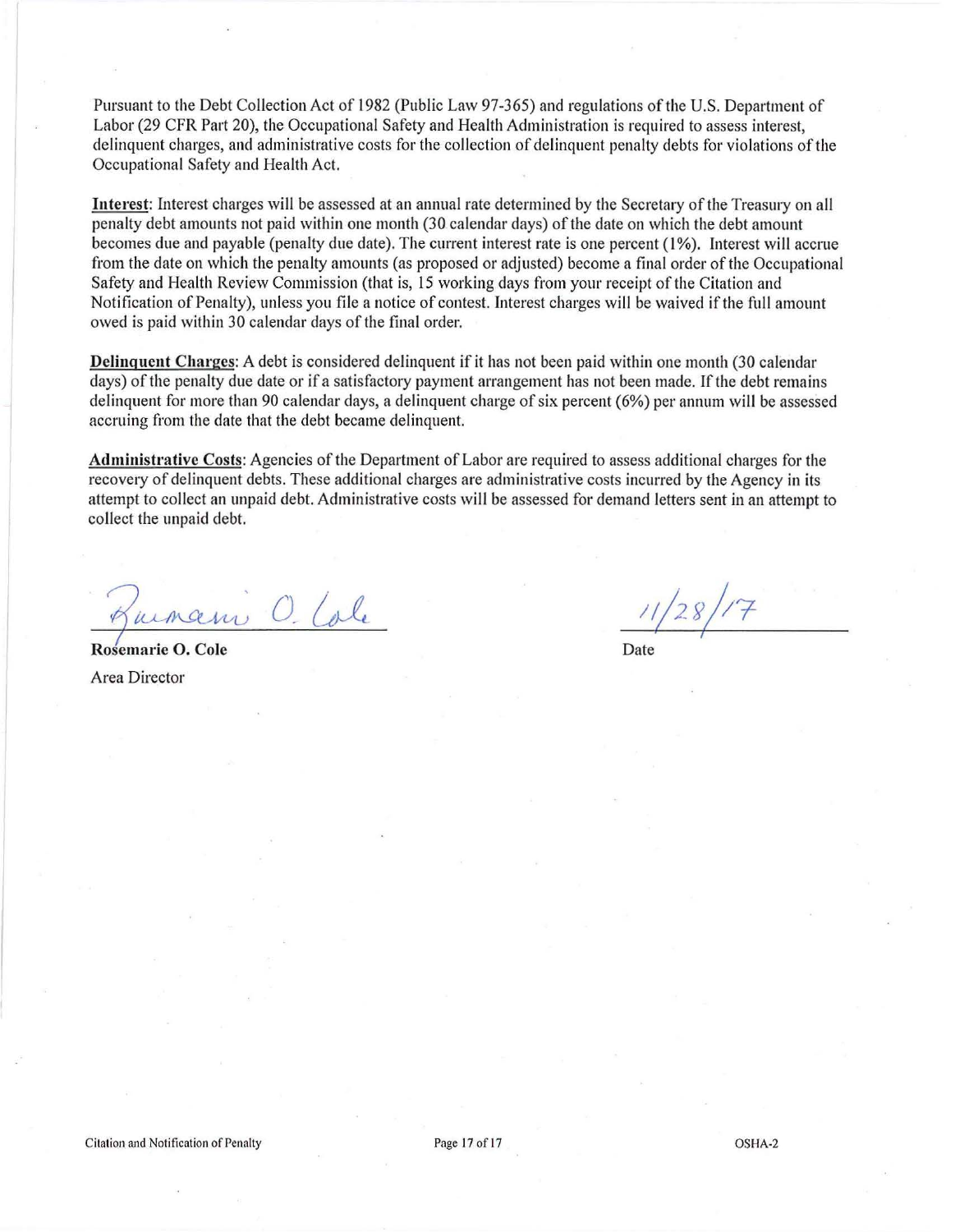Pursuant to the Debt Collection Act of 1982 (Public Law 97-365) and regulations of the U.S. Department of Labor (29 CFR Part 20), the Occupational Safety and Health Administration is required to assess interest, delinquent charges, and administrative costs for the collection of delinquent penalty debts for violations of the Occupational Safety and Health Act.

**Interest**: Interest charges will be assessed at an annual rate determined by the Secretary of the Treasury on all penalty debt amounts not paid within one month (30 calendar days) of the date on which the debt amount becomes due and payable (penalty due date). The current interest rate is one percent (1%). Interest will accrue from the date on which the penalty amounts (as proposed or adjusted) become a final order of the Occupational Safety and Health Review Commission (that is, 15 working days from your receipt of the Citation and Notification of Penalty), unless you file a notice of contest. Interest charges will be waived if the full amount owed is paid within 30 calendar days of the final order.

**Delinquent Charges**: A debt is considered delinquent if it has not been paid within one month (30 calendar days) of the penalty due date or if a satisfactory payment arrangement has not been made. If the debt remains delinquent for more than 90 calendar days, a delinquent charge of six percent (6%) per annum will be assessed accruing from the date that the debt became delinquent.

**Administrative Costs**: Agencies of the Department of Labor are required to assess additional charges for the recovery of delinquent debts. These additional charges are administrative costs incurred by the Agency in its attempt to collect an unpaid debt. Administrative costs will be assessed for demand letters sent in an attempt to collect the unpaid debt.

Rosemarie O. Cole

**Rosemarie O. Cole**
Area Director

11/28/17
Date

Citation and Notification of Penalty

OSHA-2